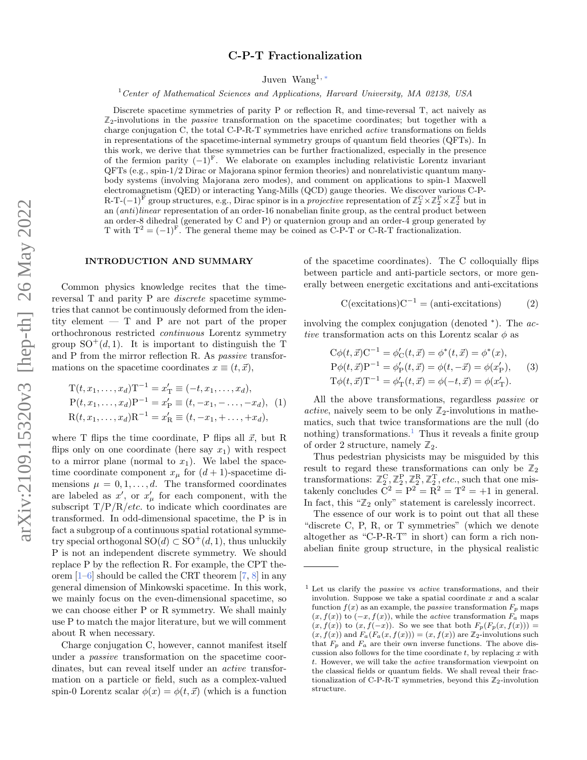# C-P-T Fractionalization

Juven Wang[1,*]

[1] *Center of Mathematical Sciences and Applications, Harvard University, MA 02138, USA*

Discrete spacetime symmetries of parity P or reflection R, and time-reversal T, act naively as $\mathbb{Z}_2$-involutions in the *passive* transformation on the spacetime coordinates; but together with a charge conjugation C, the total C-P-R-T symmetries have enriched *active* transformations on fields in representations of the spacetime-internal symmetry groups of quantum field theories (QFTs). In this work, we derive that these symmetries can be further fractionalized, especially in the presence of the fermion parity $(-1)^{\rm F}$. We elaborate on examples including relativistic Lorentz invariant QFTs (e.g., spin-1/2 Dirac or Majorana spinor fermion theories) and nonrelativistic quantum many-body systems (involving Majorana zero modes), and comment on applications to spin-1 Maxwell electromagnetism (QED) or interacting Yang-Mills (QCD) gauge theories. We discover various C-P-R-T-$(-1)^{\rm F}$ group structures, e.g., Dirac spinor is in a *projective* representation of $\mathbb{Z}_2^{\rm C}\times\mathbb{Z}_2^{\rm P}\times\mathbb{Z}_2^{\rm T}$ but in an *(anti)linear* representation of an order-16 nonabelian finite group, as the central product between an order-8 dihedral (generated by C and P) or quaternion group and an order-4 group generated by T with $\rm T^2 = (-1)^F$. The general theme may be coined as C-P-T or C-R-T fractionalization.

## INTRODUCTION AND SUMMARY

Common physics knowledge recites that the time-reversal T and parity P are *discrete* spacetime symmetries that cannot be continuously deformed from the identity element — T and P are not part of the proper orthochronous restricted *continuous* Lorentz symmetry group $\mathrm{SO}^+(d,1)$. It is important to distinguish the T and P from the mirror reflection R. As *passive* transformations on the spacetime coordinates $x \equiv (t,\vec{x})$,

$$
\begin{aligned}
\mathrm{T}(t,x_1,\dots,x_d)\mathrm{T}^{-1} &= x'_{\mathrm{T}} \equiv (-t,x_1,\dots,x_d),\\
\mathrm{P}(t,x_1,\dots,x_d)\mathrm{P}^{-1} &= x'_{\mathrm{P}} \equiv (t,-x_1,-\dots,-x_d),\\
\mathrm{R}(t,x_1,\dots,x_d)\mathrm{R}^{-1} &= x'_{\mathrm{R}} \equiv (t,-x_1,+\dots,+x_d),
\end{aligned}
\tag{1}
$$

where T flips the time coordinate, P flips all $\vec{x}$, but R flips only on one coordinate (here say $x_1$) with respect to a mirror plane (normal to $x_1$). We label the spacetime coordinate component $x_\mu$ for $(d+1)$-spacetime dimensions $\mu = 0,1,\dots,d$. The transformed coordinates are labeled as $x'$, or $x'_\mu$ for each component, with the subscript T/P/R/*etc.* to indicate which coordinates are transformed. In odd-dimensional spacetime, the P is in fact a subgroup of a continuous spatial rotational symmetry special orthogonal $\mathrm{SO}(d) \subset \mathrm{SO}^+(d,1)$, thus unluckily P is not an independent discrete symmetry. We should replace P by the reflection R. For example, the CPT theorem [1–6] should be called the CRT theorem [7, 8] in any general dimension of Minkowski spacetime. In this work, we mainly focus on the even-dimensional spacetime, so we can choose either P or R symmetry. We shall mainly use P to match the major literature, but we will comment about R when necessary.

Charge conjugation C, however, cannot manifest itself under a *passive* transformation on the spacetime coordinates, but can reveal itself under an *active* transformation on a particle or field, such as a complex-valued spin-0 Lorentz scalar $\phi(x) = \phi(t,\vec{x})$ (which is a function of the spacetime coordinates). The C colloquially flips between particle and anti-particle sectors, or more generally between energetic excitations and anti-excitations

$$
\mathrm{C}(\text{excitations})\mathrm{C}^{-1} = (\text{anti-excitations}) \tag{2}
$$

involving the complex conjugation (denoted $^*$). The *active* transformation acts on this Lorentz scalar $\phi$ as

$$
\begin{aligned}
\mathrm{C}\phi(t,\vec{x})\mathrm{C}^{-1} &= \phi'_{\mathrm{C}}(t,\vec{x}) = \phi^*(t,\vec{x}) = \phi^*(x),\\
\mathrm{P}\phi(t,\vec{x})\mathrm{P}^{-1} &= \phi'_{\mathrm{P}}(t,\vec{x}) = \phi(t,-\vec{x}) = \phi(x'_{\mathrm{P}}),\\
\mathrm{T}\phi(t,\vec{x})\mathrm{T}^{-1} &= \phi'_{\mathrm{T}}(t,\vec{x}) = \phi(-t,\vec{x}) = \phi(x'_{\mathrm{T}}).
\end{aligned}
\tag{3}
$$

All the above transformations, regardless *passive* or *active*, naively seem to be only $\mathbb{Z}_2$-involutions in mathematics, such that twice transformations are the null (do nothing) transformations.[1] Thus it reveals a finite group of order 2 structure, namely $\mathbb{Z}_2$.

Thus pedestrian physicists may be misguided by this result to regard these transformations can only be $\mathbb{Z}_2$ transformations: $\mathbb{Z}_2^{\rm C}, \mathbb{Z}_2^{\rm P}, \mathbb{Z}_2^{\rm R}, \mathbb{Z}_2^{\rm T}$, *etc.*, such that one mistakenly concludes $\mathrm{C}^2 = \mathrm{P}^2 = \mathrm{R}^2 = \mathrm{T}^2 = +1$ in general. In fact, this "$\mathbb{Z}_2$ only" statement is carelessly incorrect.

The essence of our work is to point out that all these "discrete C, P, R, or T symmetries" (which we denote altogether as "C-P-R-T" in short) can form a rich nonabelian finite group structure, in the physical realistic

---

[1] Let us clarify the *passive* vs *active* transformations, and their involution. Suppose we take a spatial coordinate $x$ and a scalar function $f(x)$ as an example, the *passive* transformation $F_p$ maps $(x, f(x))$ to $(-x, f(x))$, while the *active* transformation $F_a$ maps $(x, f(x))$ to $(x, f(-x))$. So we see that both $F_p(F_p(x, f(x))) = (x, f(x))$ and $F_a(F_a(x, f(x))) = (x, f(x))$ are $\mathbb{Z}_2$-involutions such that $F_p$ and $F_a$ are their own inverse functions. The above discussion also follows for the time coordinate $t$, by replacing $x$ with $t$. However, we will take the *active* transformation viewpoint on the classical fields or quantum fields. We shall reveal their fractionalization of C-P-R-T symmetries, beyond this $\mathbb{Z}_2$-involution structure.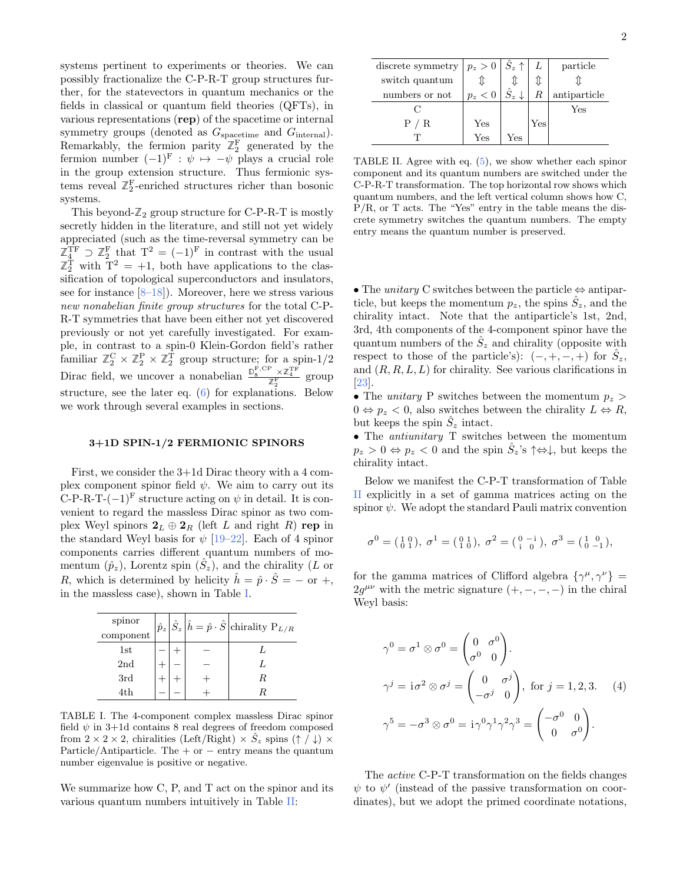systems pertinent to experiments or theories. We can possibly fractionalize the C-P-R-T group structures further, for the statevectors in quantum mechanics or the fields in classical or quantum field theories (QFTs), in various representations (**rep**) of the spacetime or internal symmetry groups (denoted as $G_{\text{spacetime}}$ and $G_{\text{internal}}$). Remarkably, the fermion parity $\mathbb{Z}_2^{\text{F}}$ generated by the fermion number $(-1)^{\text{F}} : \psi \mapsto -\psi$ plays a crucial role in the group extension structure. Thus fermionic systems reveal $\mathbb{Z}_2^{\text{F}}$-enriched structures richer than bosonic systems.

This beyond-$\mathbb{Z}_2$ group structure for C-P-R-T is mostly secretly hidden in the literature, and still not yet widely appreciated (such as the time-reversal symmetry can be $\mathbb{Z}_4^{\text{TF}} \supset \mathbb{Z}_2^{\text{F}}$ that $\text{T}^2 = (-1)^{\text{F}}$ in contrast with the usual $\mathbb{Z}_2^{\text{T}}$ with $\text{T}^2 = +1$, both have applications to the classification of topological superconductors and insulators, see for instance [8–18]). Moreover, here we stress various *new nonabelian finite group structures* for the total C-P-R-T symmetries that have been either not yet discovered previously or not yet carefully investigated. For example, in contrast to a spin-0 Klein-Gordon field's rather familiar $\mathbb{Z}_2^{\text{C}} \times \mathbb{Z}_2^{\text{P}} \times \mathbb{Z}_2^{\text{T}}$ group structure; for a spin-1/2 Dirac field, we uncover a nonabelian $\frac{\mathbb{D}_8^{\text{F,CP}} \times \mathbb{Z}_4^{\text{TF}}}{\mathbb{Z}_2^{\text{F}}}$ group structure, see the later eq. (6) for explanations. Below we work through several examples in sections.

### 3+1D SPIN-1/2 FERMIONIC SPINORS

First, we consider the 3+1d Dirac theory with a 4 complex component spinor field $\psi$. We aim to carry out its C-P-R-T-$(-1)^{\text{F}}$ structure acting on $\psi$ in detail. It is convenient to regard the massless Dirac spinor as two complex Weyl spinors $\mathbf{2}_L \oplus \mathbf{2}_R$ (left $L$ and right $R$) **rep** in the standard Weyl basis for $\psi$ [19–22]. Each of 4 spinor components carries different quantum numbers of momentum ($\hat{p}_z$), Lorentz spin ($\hat{S}_z$), and the chirality ($L$ or $R$, which is determined by helicity $\hat{h} = \hat{p} \cdot \hat{S} = -$ or $+$, in the massless case), shown in Table I.

| spinor component | $\hat{p}_z$ | $\hat{S}_z$ | $\hat{h} = \hat{p} \cdot \hat{S}$ | chirality $\text{P}_{L/R}$ |
|---|---|---|---|---|
| 1st | $-$ | $+$ | $-$ | $L$ |
| 2nd | $+$ | $-$ | $-$ | $L$ |
| 3rd | $+$ | $+$ | $+$ | $R$ |
| 4th | $-$ | $-$ | $+$ | $R$ |

TABLE I. The 4-component complex massless Dirac spinor field $\psi$ in 3+1d contains 8 real degrees of freedom composed from $2 \times 2 \times 2$, chiralities (Left/Right) $\times$ $\hat{S}_z$ spins ($\uparrow$ / $\downarrow$) $\times$ Particle/Antiparticle. The $+$ or $-$ entry means the quantum number eigenvalue is positive or negative.

We summarize how C, P, and T act on the spinor and its various quantum numbers intuitively in Table II:

| discrete symmetry switch quantum numbers or not | $p_z > 0 \Updownarrow p_z < 0$ | $\hat{S}_z \uparrow \Updownarrow \hat{S}_z \downarrow$ | $L \Updownarrow R$ | particle $\Updownarrow$ antiparticle |
|---|---|---|---|---|
| C | | | | Yes |
| P / R | Yes | | Yes | |
| T | Yes | Yes | | |

TABLE II. Agree with eq. (5), we show whether each spinor component and its quantum numbers are switched under the C-P-R-T transformation. The top horizontal row shows which quantum numbers, and the left vertical column shows how C, P/R, or T acts. The "Yes" entry in the table means the discrete symmetry switches the quantum numbers. The empty entry means the quantum number is preserved.

- The *unitary* C switches between the particle $\Leftrightarrow$ antiparticle, but keeps the momentum $p_z$, the spins $\hat{S}_z$, and the chirality intact. Note that the antiparticle's 1st, 2nd, 3rd, 4th components of the 4-component spinor have the quantum numbers of the $\hat{S}_z$ and chirality (opposite with respect to those of the particle's): $(-,+,-,+)$ for $\hat{S}_z$, and $(R, R, L, L)$ for chirality. See various clarifications in [23].
- The *unitary* P switches between the momentum $p_z > 0 \Leftrightarrow p_z < 0$, also switches between the chirality $L \Leftrightarrow R$, but keeps the spin $\hat{S}_z$ intact.
- The *antiunitary* T switches between the momentum $p_z > 0 \Leftrightarrow p_z < 0$ and the spin $\hat{S}_z$'s $\uparrow \Leftrightarrow \downarrow$, but keeps the chirality intact.

Below we manifest the C-P-T transformation of Table II explicitly in a set of gamma matrices acting on the spinor $\psi$. We adopt the standard Pauli matrix convention

$$\sigma^0 = \begin{pmatrix} 1 & 0 \\ 0 & 1 \end{pmatrix}, \ \sigma^1 = \begin{pmatrix} 0 & 1 \\ 1 & 0 \end{pmatrix}, \ \sigma^2 = \begin{pmatrix} 0 & -\text{i} \\ \text{i} & 0 \end{pmatrix}, \ \sigma^3 = \begin{pmatrix} 1 & 0 \\ 0 & -1 \end{pmatrix},$$

for the gamma matrices of Clifford algebra $\{\gamma^\mu, \gamma^\nu\} = 2g^{\mu\nu}$ with the metric signature $(+,-,-,-)$ in the chiral Weyl basis:

$$\begin{aligned} \gamma^0 &= \sigma^1 \otimes \sigma^0 = \begin{pmatrix} 0 & \sigma^0 \\ \sigma^0 & 0 \end{pmatrix}. \\ \gamma^j &= \text{i}\sigma^2 \otimes \sigma^j = \begin{pmatrix} 0 & \sigma^j \\ -\sigma^j & 0 \end{pmatrix}, \text{ for } j = 1,2,3. \\ \gamma^5 &= -\sigma^3 \otimes \sigma^0 = \text{i}\gamma^0\gamma^1\gamma^2\gamma^3 = \begin{pmatrix} -\sigma^0 & 0 \\ 0 & \sigma^0 \end{pmatrix}. \end{aligned} \tag{4}$$

The *active* C-P-T transformation on the fields changes $\psi$ to $\psi'$ (instead of the passive transformation on coordinates), but we adopt the primed coordinate notations,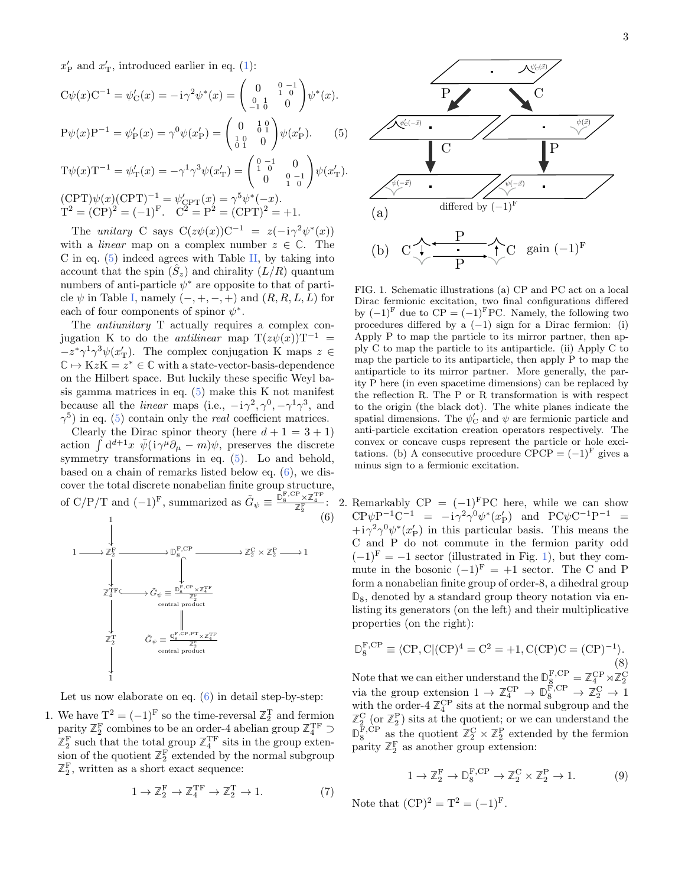$x'_{\rm P}$ and $x'_{\rm T}$, introduced earlier in eq. (1):

$$
\begin{aligned}
&{\rm C}\psi(x){\rm C}^{-1} = \psi'_{\rm C}(x) = -{\rm i}\gamma^2\psi^*(x) = \begin{pmatrix} 0 & \begin{smallmatrix} 0 & -1 \\ 1 & 0 \end{smallmatrix} \\ \begin{smallmatrix} 0 & 1 \\ -1 & 0 \end{smallmatrix} & 0 \end{pmatrix}\psi^*(x).\\
&{\rm P}\psi(x){\rm P}^{-1} = \psi'_{\rm P}(x) = \gamma^0\psi(x'_{\rm P}) = \begin{pmatrix} 0 & \begin{smallmatrix} 1 & 0 \\ 0 & 1 \end{smallmatrix} \\ \begin{smallmatrix} 1 & 0 \\ 0 & 1 \end{smallmatrix} & 0 \end{pmatrix}\psi(x'_{\rm P}). \qquad (5)\\
&{\rm T}\psi(x){\rm T}^{-1} = \psi'_{\rm T}(x) = -\gamma^1\gamma^3\psi(x'_{\rm T}) = \begin{pmatrix} \begin{smallmatrix} 0 & -1 \\ 1 & 0 \end{smallmatrix} & 0 \\ 0 & \begin{smallmatrix} 0 & -1 \\ 1 & 0 \end{smallmatrix} \end{pmatrix}\psi(x'_{\rm T}).\\
&({\rm CPT})\psi(x)({\rm CPT})^{-1} = \psi'_{\rm CPT}(x) = \gamma^5\psi^*(-x).\\
&{\rm T}^2 = ({\rm CP})^2 = (-1)^{\rm F}. \quad {\rm C}^2 = {\rm P}^2 = ({\rm CPT})^2 = +1.
\end{aligned}
$$

The *unitary* C says ${\rm C}(z\psi(x)){\rm C}^{-1} = z(-{\rm i}\gamma^2\psi^*(x))$ with a *linear* map on a complex number $z \in \mathbb{C}$. The C in eq. (5) indeed agrees with Table II, by taking into account that the spin ($\hat{S}_z$) and chirality ($L/R$) quantum numbers of anti-particle $\psi^*$ are opposite to that of particle $\psi$ in Table I, namely $(-,+,-,+)$ and $(R,R,L,L)$ for each of four components of spinor $\psi^*$.

The *antiunitary* T actually requires a complex conjugation K to do the *antilinear* map ${\rm T}(z\psi(x)){\rm T}^{-1} = -z^*\gamma^1\gamma^3\psi(x'_{\rm T})$. The complex conjugation K maps $z \in \mathbb{C} \mapsto {\rm K}z{\rm K} = z^* \in \mathbb{C}$ with a state-vector-basis-dependence on the Hilbert space. But luckily these specific Weyl basis gamma matrices in eq. (5) make this K not manifest because all the *linear* maps (i.e., $-{\rm i}\gamma^2, \gamma^0, -\gamma^1\gamma^3$, and $\gamma^5$) in eq. (5) contain only the *real* coefficient matrices.

Clearly the Dirac spinor theory (here $d+1 = 3+1$) action $\int {\rm d}^{d+1}x\ \bar{\psi}({\rm i}\gamma^\mu\partial_\mu - m)\psi$, preserves the discrete symmetry transformations in eq. (5). Lo and behold, based on a chain of remarks listed below eq. (6), we discover the total discrete nonabelian finite group structure, of C/P/T and $(-1)^{\rm F}$, summarized as $\tilde{G}_\psi \equiv \frac{\mathbb{D}_8^{\rm F,CP} \times \mathbb{Z}_4^{\rm TF}}{\mathbb{Z}_2^{\rm F}}$:

$$
\begin{array}{ccccccccc}
 & & 1 & & & & & & \\
 & & \downarrow & & & & & & \\
1 & \longrightarrow & \mathbb{Z}_2^{\rm F} & \longrightarrow & \mathbb{D}_8^{\rm F,CP} & \longrightarrow & \mathbb{Z}_2^{\rm C} \times \mathbb{Z}_2^{\rm P} & \longrightarrow & 1\\
 & & \downarrow & & \downarrow & & & & \\
 & & \mathbb{Z}_4^{\rm TF} & \hookrightarrow & \tilde{G}_\psi \equiv \frac{\mathbb{D}_8^{\rm F,CP} \times \mathbb{Z}_4^{\rm TF}}{\mathbb{Z}_2^{\rm F}} \text{ central product} & & & & \\
 & & \downarrow & & \| & & & & \\
 & & \mathbb{Z}_2^{\rm T} & & \tilde{G}_\psi \equiv \frac{\mathbb{Q}_8^{\rm F,CP,PT} \times \mathbb{Z}_4^{\rm TF}}{\mathbb{Z}_2^{\rm F}} \text{ central product} & & & & \\
 & & \downarrow & & & & & & \\
 & & 1 & & & & & &
\end{array}
\qquad (6)
$$

Let us now elaborate on eq. (6) in detail step-by-step:

1. We have ${\rm T}^2 = (-1)^{\rm F}$ so the time-reversal $\mathbb{Z}_2^{\rm T}$ and fermion parity $\mathbb{Z}_2^{\rm F}$ combines to be an order-4 abelian group $\mathbb{Z}_4^{\rm TF} \supset \mathbb{Z}_2^{\rm F}$ such that the total group $\mathbb{Z}_4^{\rm TF}$ sits in the group extension of the quotient $\mathbb{Z}_2^{\rm F}$ extended by the normal subgroup $\mathbb{Z}_2^{\rm F}$, written as a short exact sequence:
$$1 \to \mathbb{Z}_2^{\rm F} \to \mathbb{Z}_4^{\rm TF} \to \mathbb{Z}_2^{\rm T} \to 1. \qquad (7)$$

FIG. 1. Schematic illustrations (a) CP and PC act on a local Dirac fermionic excitation, two final configurations differed by $(-1)^{\rm F}$ due to ${\rm CP} = (-1)^{\rm F}{\rm PC}$. Namely, the following two procedures differed by a $(-1)$ sign for a Dirac fermion: (i) Apply P to map the particle to its mirror partner, then apply C to map the particle to its antiparticle. (ii) Apply C to map the particle to its antiparticle, then apply P to map the antiparticle to its mirror partner. More generally, the parity P here (in even spacetime dimensions) can be replaced by the reflection R. The P or R transformation is with respect to the origin (the black dot). The white planes indicate the spatial dimensions. The $\psi'_{\rm C}$ and $\psi$ are fermionic particle and anti-particle excitation creation operators respectively. The convex or concave cusps represent the particle or hole excitations. (b) A consecutive procedure ${\rm CPCP} = (-1)^{\rm F}$ gives a minus sign to a fermionic excitation.

2. Remarkably ${\rm CP} = (-1)^{\rm F}{\rm PC}$ here, while we can show ${\rm CP}\psi{\rm P}^{-1}{\rm C}^{-1} = -{\rm i}\gamma^2\gamma^0\psi^*(x'_{\rm P})$ and ${\rm PC}\psi{\rm C}^{-1}{\rm P}^{-1} = +{\rm i}\gamma^2\gamma^0\psi^*(x'_{\rm P})$ in this particular basis. This means the C and P do not commute in the fermion parity odd $(-1)^{\rm F} = -1$ sector (illustrated in Fig. 1), but they commute in the bosonic $(-1)^{\rm F} = +1$ sector. The C and P form a nonabelian finite group of order-8, a dihedral group $\mathbb{D}_8$, denoted by a standard group theory notation via enlisting its generators (on the left) and their multiplicative properties (on the right):
$$\mathbb{D}_8^{\rm F,CP} \equiv \langle {\rm CP}, {\rm C} \,|\, ({\rm CP})^4 = {\rm C}^2 = +1, {\rm C}({\rm CP}){\rm C} = ({\rm CP})^{-1}\rangle. \qquad (8)$$
Note that we can either understand the $\mathbb{D}_8^{\rm F,CP} = \mathbb{Z}_4^{\rm CP} \rtimes \mathbb{Z}_2^{\rm C}$ via the group extension $1 \to \mathbb{Z}_4^{\rm CP} \to \mathbb{D}_8^{\rm F,CP} \to \mathbb{Z}_2^{\rm C} \to 1$ with the order-4 $\mathbb{Z}_4^{\rm CP}$ sits at the normal subgroup and the $\mathbb{Z}_2^{\rm C}$ (or $\mathbb{Z}_2^{\rm P}$) sits at the quotient; or we can understand the $\mathbb{D}_8^{\rm F,CP}$ as the quotient $\mathbb{Z}_2^{\rm C} \times \mathbb{Z}_2^{\rm P}$ extended by the fermion parity $\mathbb{Z}_2^{\rm F}$ as another group extension:
$$1 \to \mathbb{Z}_2^{\rm F} \to \mathbb{D}_8^{\rm F,CP} \to \mathbb{Z}_2^{\rm C} \times \mathbb{Z}_2^{\rm P} \to 1. \qquad (9)$$
Note that $({\rm CP})^2 = {\rm T}^2 = (-1)^{\rm F}$.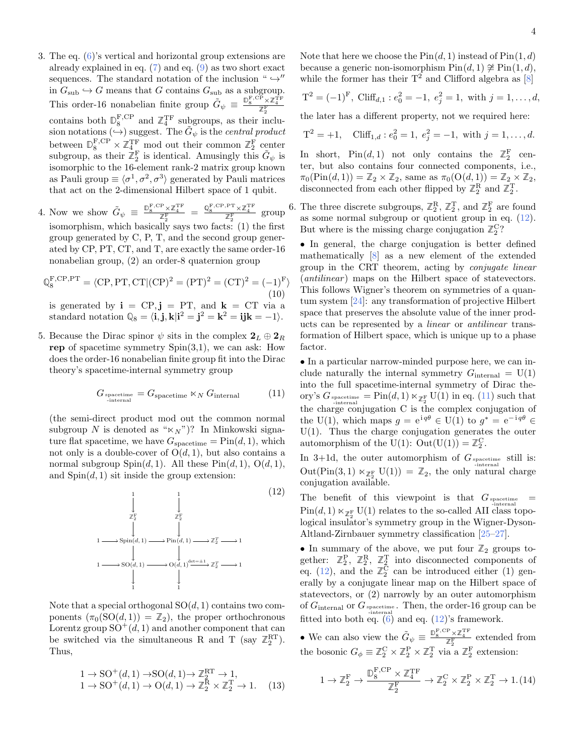3. The eq. (6)'s vertical and horizontal group extensions are already explained in eq. (7) and eq. (9) as two short exact sequences. The standard notation of the inclusion "$\hookrightarrow$" in $G_{\rm sub} \hookrightarrow G$ means that $G$ contains $G_{\rm sub}$ as a subgroup. This order-16 nonabelian finite group $\tilde{G}_\psi \equiv \frac{\mathbb{D}_8^{\rm F,CP} \times \mathbb{Z}_4^{\rm TF}}{\mathbb{Z}_2^{\rm F}}$ contains both $\mathbb{D}_8^{\rm F,CP}$ and $\mathbb{Z}_4^{\rm TF}$ subgroups, as their inclusion notations ($\hookrightarrow$) suggest. The $\tilde{G}_\psi$ is the *central product* between $\mathbb{D}_8^{\rm F,CP} \times \mathbb{Z}_4^{\rm TF}$ mod out their common $\mathbb{Z}_2^{\rm F}$ center subgroup, as their $\mathbb{Z}_2^{\rm F}$ is identical. Amusingly this $\tilde{G}_\psi$ is isomorphic to the 16-element rank-2 matrix group known as Pauli group $\equiv \langle \sigma^1, \sigma^2, \sigma^3 \rangle$ generated by Pauli matrices that act on the 2-dimensional Hilbert space of 1 qubit.

4. Now we show $\tilde{G}_\psi \equiv \frac{\mathbb{D}_8^{\rm F,CP} \times \mathbb{Z}_4^{\rm TF}}{\mathbb{Z}_2^{\rm F}} = \frac{\mathbb{Q}_8^{\rm F,CP,PT} \times \mathbb{Z}_4^{\rm TF}}{\mathbb{Z}_2^{\rm F}}$ group isomorphism, which basically says two facts: (1) the first group generated by C, P, T, and the second group generated by CP, PT, CT, and T, are exactly the same order-16 nonabelian group, (2) an order-8 quaternion group

$$\mathbb{Q}_8^{\rm F,CP,PT} = \langle {\rm CP}, {\rm PT}, {\rm CT} | ({\rm CP})^2 = ({\rm PT})^2 = ({\rm CT})^2 = (-1)^{\rm F} \rangle \tag{10}$$

is generated by $\mathbf{i} = {\rm CP}, \mathbf{j} = {\rm PT}$, and $\mathbf{k} = {\rm CT}$ via a standard notation $\mathbb{Q}_8 = \langle \mathbf{i}, \mathbf{j}, \mathbf{k} | \mathbf{i}^2 = \mathbf{j}^2 = \mathbf{k}^2 = \mathbf{ijk} = -1 \rangle$.

5. Because the Dirac spinor $\psi$ sits in the complex $\mathbf{2}_L \oplus \mathbf{2}_R$ **rep** of spacetime symmetry Spin(3,1), we can ask: How does the order-16 nonabelian finite group fit into the Dirac theory's spacetime-internal symmetry group

$$G_{\substack{\text{spacetime}\\ \text{-internal}}} = G_{\rm spacetime} \ltimes_N G_{\rm internal} \tag{11}$$

(the semi-direct product mod out the common normal subgroup $N$ is denoted as "$\ltimes_N$")? In Minkowski signature flat spacetime, we have $G_{\rm spacetime} = {\rm Pin}(d,1)$, which not only is a double-cover of ${\rm O}(d,1)$, but also contains a normal subgroup ${\rm Spin}(d,1)$. All these ${\rm Pin}(d,1)$, ${\rm O}(d,1)$, and ${\rm Spin}(d,1)$ sit inside the group extension:

$$\begin{array}{ccccccccc}
 & & 1 & & 1 & & & & \\
 & & \downarrow & & \downarrow & & & & \\
 & & \mathbb{Z}_2^{\rm F} & & \mathbb{Z}_2^{\rm F} & & & & \\
 & & \downarrow & & \downarrow & & & & \\
1 & \longrightarrow & {\rm Spin}(d,1) & \longrightarrow & {\rm Pin}(d,1) & \longrightarrow & \mathbb{Z}_2^T & \longrightarrow & 1 \\
 & & \downarrow & & \downarrow & & & & \\
1 & \longrightarrow & {\rm SO}(d,1) & \longrightarrow & {\rm O}(d,1) & \xrightarrow{\det = \pm 1} & \mathbb{Z}_2^T & \longrightarrow & 1 \\
 & & \downarrow & & \downarrow & & & & \\
 & & 1 & & 1 & & & &
\end{array} \tag{12}$$

Note that a special orthogonal ${\rm SO}(d,1)$ contains two components ($\pi_0({\rm SO}(d,1)) = \mathbb{Z}_2$), the proper orthochronous Lorentz group ${\rm SO}^+(d,1)$ and another component that can be switched via the simultaneous R and T (say $\mathbb{Z}_2^{\rm RT}$). Thus,

$$\begin{aligned}
&1 \to {\rm SO}^+(d,1) \to {\rm SO}(d,1) \to \mathbb{Z}_2^{\rm RT} \to 1, \\
&1 \to {\rm SO}^+(d,1) \to {\rm O}(d,1) \to \mathbb{Z}_2^{\rm R} \times \mathbb{Z}_2^{\rm T} \to 1.
\end{aligned} \tag{13}$$

Note that here we choose the ${\rm Pin}(d,1)$ instead of ${\rm Pin}(1,d)$ because a generic non-isomorphism ${\rm Pin}(d,1) \ncong {\rm Pin}(1,d)$, while the former has their ${\rm T}^2$ and Clifford algebra as [8]

$${\rm T}^2 = (-1)^{\rm F},\ {\rm Cliff}_{d,1} : e_0^2 = -1,\ e_j^2 = 1,\ \text{with } j = 1, \dots, d,$$

the later has a different property, not we required here:

$${\rm T}^2 = +1, \quad {\rm Cliff}_{1,d} : e_0^2 = 1,\ e_j^2 = -1,\ \text{with } j = 1, \dots, d.$$

In short, ${\rm Pin}(d,1)$ not only contains the $\mathbb{Z}_2^{\rm F}$ center, but also contains four connected components, i.e., $\pi_0({\rm Pin}(d,1)) = \mathbb{Z}_2 \times \mathbb{Z}_2$, same as $\pi_0({\rm O}(d,1)) = \mathbb{Z}_2 \times \mathbb{Z}_2$, disconnected from each other flipped by $\mathbb{Z}_2^{\rm R}$ and $\mathbb{Z}_2^{\rm T}$.

6. The three discrete subgroups, $\mathbb{Z}_2^{\rm R}$, $\mathbb{Z}_2^{\rm T}$, and $\mathbb{Z}_2^{\rm F}$ are found as some normal subgroup or quotient group in eq. (12). But where is the missing charge conjugation $\mathbb{Z}_2^{\rm C}$?

• In general, the charge conjugation is better defined mathematically [8] as a new element of the extended group in the CRT theorem, acting by *conjugate linear* (*antilinear*) maps on the Hilbert space of statevectors. This follows Wigner's theorem on symmetries of a quantum system [24]: any transformation of projective Hilbert space that preserves the absolute value of the inner products can be represented by a *linear* or *antilinear* transformation of Hilbert space, which is unique up to a phase factor.

• In a particular narrow-minded purpose here, we can include naturally the internal symmetry $G_{\rm internal} = {\rm U}(1)$ into the full spacetime-internal symmetry of Dirac theory's $G_{\substack{\text{spacetime}\\ \text{-internal}}} = {\rm Pin}(d,1) \ltimes_{\mathbb{Z}_2^{\rm F}} {\rm U}(1)$ in eq. (11) such that the charge conjugation C is the complex conjugation of the U(1), which maps $g = e^{i q \theta} \in {\rm U}(1)$ to $g^* = e^{-i q \theta} \in {\rm U}(1)$. Thus the charge conjugation generates the outer automorphism of the U(1): ${\rm Out}({\rm U}(1)) = \mathbb{Z}_2^{\rm C}$.

In 3+1d, the outer automorphism of $G_{\substack{\text{spacetime}\\ \text{-internal}}}$ still is: ${\rm Out}({\rm Pin}(3,1) \ltimes_{\mathbb{Z}_2^{\rm F}} {\rm U}(1)) = \mathbb{Z}_2$, the only natural charge conjugation available.

The benefit of this viewpoint is that $G_{\substack{\text{spacetime}\\ \text{-internal}}} = {\rm Pin}(d,1) \ltimes_{\mathbb{Z}_2^{\rm F}} {\rm U}(1)$ relates to the so-called AII class topological insulator's symmetry group in the Wigner-Dyson-Altland-Zirnbauer symmetry classification [25–27].

• In summary of the above, we put four $\mathbb{Z}_2$ groups together: $\mathbb{Z}_2^{\rm P}$, $\mathbb{Z}_2^{\rm R}$, $\mathbb{Z}_2^{\rm T}$ into disconnected components of eq. (12), and the $\mathbb{Z}_2^{\rm C}$ can be introduced either (1) generally by a conjugate linear map on the Hilbert space of statevectors, or (2) narrowly by an outer automorphism of $G_{\rm internal}$ or $G_{\substack{\text{spacetime}\\ \text{-internal}}}$. Then, the order-16 group can be fitted into both eq. (6) and eq. (12)'s framework.

• We can also view the $\tilde{G}_\psi \equiv \frac{\mathbb{D}_8^{\rm F,CP} \times \mathbb{Z}_4^{\rm TF}}{\mathbb{Z}_2^{\rm F}}$ extended from the bosonic $G_\phi \equiv \mathbb{Z}_2^{\rm C} \times \mathbb{Z}_2^{\rm P} \times \mathbb{Z}_2^{\rm T}$ via a $\mathbb{Z}_2^{\rm F}$ extension:

$$1 \to \mathbb{Z}_2^{\rm F} \to \frac{\mathbb{D}_8^{\rm F,CP} \times \mathbb{Z}_4^{\rm TF}}{\mathbb{Z}_2^{\rm F}} \to \mathbb{Z}_2^{\rm C} \times \mathbb{Z}_2^{\rm P} \times \mathbb{Z}_2^{\rm T} \to 1. \tag{14}$$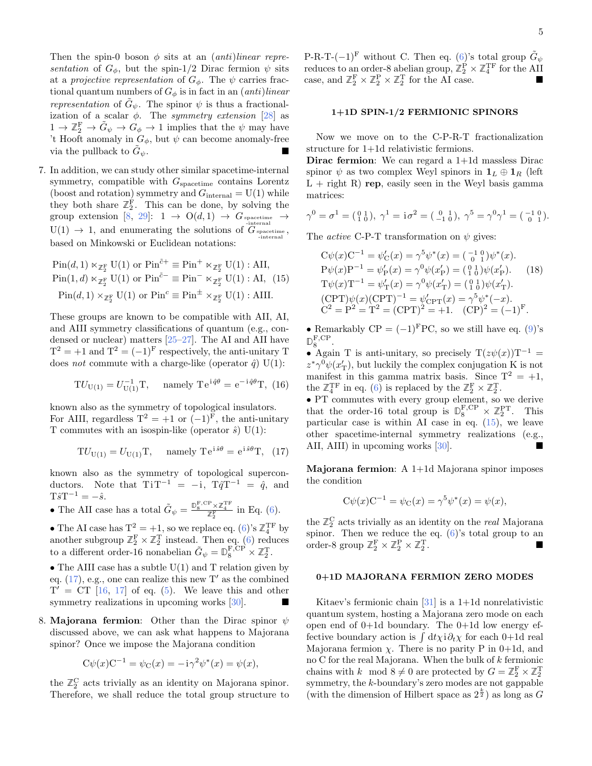Then the spin-0 boson $\phi$ sits at an *(anti)linear representation* of $G_\phi$, but the spin-1/2 Dirac fermion $\psi$ sits at a *projective representation* of $G_\phi$. The $\psi$ carries fractional quantum numbers of $G_\phi$ is in fact in an *(anti)linear representation* of $\tilde{G}_\psi$. The spinor $\psi$ is thus a fractionalization of a scalar $\phi$. The *symmetry extension* [28] as $1 \to \mathbb{Z}_2^{\mathrm{F}} \to \tilde{G}_\psi \to G_\phi \to 1$ implies that the $\psi$ may have 't Hooft anomaly in $G_\phi$, but $\psi$ can become anomaly-free via the pullback to $\tilde{G}_\psi$. ■

7. In addition, we can study other similar spacetime-internal symmetry, compatible with $G_{\text{spacetime}}$ contains Lorentz (boost and rotation) symmetry and $G_{\text{internal}} = \mathrm{U}(1)$ while they both share $\mathbb{Z}_2^{\mathrm{F}}$. This can be done, by solving the group extension [8, 29]: $1 \to \mathrm{O}(d,1) \to G_{\substack{\text{spacetime}\\ \text{-internal}}} \to \mathrm{U}(1) \to 1$, and enumerating the solutions of $G_{\substack{\text{spacetime}\\ \text{-internal}}}$, based on Minkowski or Euclidean notations:

$$
\begin{aligned}
\mathrm{Pin}(d,1) \ltimes_{\mathbb{Z}_2^{\mathrm{F}}} \mathrm{U}(1) \text{ or } \mathrm{Pin}^{\tilde{c}+} \equiv \mathrm{Pin}^{+} \ltimes_{\mathbb{Z}_2^{\mathrm{F}}} \mathrm{U}(1) &: \text{AII},\\
\mathrm{Pin}(1,d) \ltimes_{\mathbb{Z}_2^{\mathrm{F}}} \mathrm{U}(1) \text{ or } \mathrm{Pin}^{\tilde{c}-} \equiv \mathrm{Pin}^{-} \ltimes_{\mathbb{Z}_2^{\mathrm{F}}} \mathrm{U}(1) &: \text{AI},\\
\mathrm{Pin}(d,1) \times_{\mathbb{Z}_2^{\mathrm{F}}} \mathrm{U}(1) \text{ or } \mathrm{Pin}^{c} \equiv \mathrm{Pin}^{\pm} \times_{\mathbb{Z}_2^{\mathrm{F}}} \mathrm{U}(1) &: \text{AIII}.
\end{aligned} \tag{15}
$$

These groups are known to be compatible with AII, AI, and AIII symmetry classifications of quantum (e.g., condensed or nuclear) matters [25–27]. The AI and AII have $\mathrm{T}^2 = +1$ and $\mathrm{T}^2 = (-1)^{\mathrm{F}}$ respectively, the anti-unitary T does *not* commute with a charge-like (operator $\hat{q}$) U(1):

$$
\mathrm{T} U_{\mathrm{U}(1)} = U_{\mathrm{U}(1)}^{-1} \mathrm{T}, \quad \text{namely } \mathrm{T}\, e^{\mathrm{i}\hat{q}\theta} = e^{-\mathrm{i}\hat{q}\theta}\mathrm{T}, \tag{16}
$$

known also as the symmetry of topological insulators. For AIII, regardless $\mathrm{T}^2 = +1$ or $(-1)^{\mathrm{F}}$, the anti-unitary T commutes with an isospin-like (operator $\hat{s}$) U(1):

$$
\mathrm{T} U_{\mathrm{U}(1)} = U_{\mathrm{U}(1)} \mathrm{T}, \quad \text{namely } \mathrm{T}\, e^{\mathrm{i}\hat{s}\theta} = e^{\mathrm{i}\hat{s}\theta}\mathrm{T}, \tag{17}
$$

known also as the symmetry of topological superconductors. Note that $\mathrm{T}\mathrm{i}\mathrm{T}^{-1} = -\mathrm{i}$, $\mathrm{T}\hat{q}\mathrm{T}^{-1} = \hat{q}$, and $\mathrm{T}\hat{s}\mathrm{T}^{-1} = -\hat{s}$.

• The AII case has a total $\tilde{G}_\psi = \frac{\mathbb{D}_8^{\mathrm{F,CP}} \times \mathbb{Z}_4^{\mathrm{TF}}}{\mathbb{Z}_2^{\mathrm{F}}}$ in Eq. (6).

• The AI case has $\mathrm{T}^2 = +1$, so we replace eq. (6)'s $\mathbb{Z}_4^{\mathrm{TF}}$ by another subgroup $\mathbb{Z}_2^{\mathrm{F}} \times \mathbb{Z}_2^{\mathrm{T}}$ instead. Then eq. (6) reduces to a different order-16 nonabelian $\tilde{G}_\psi = \mathbb{D}_8^{\mathrm{F,CP}} \times \mathbb{Z}_2^{\mathrm{T}}$.

• The AIII case has a subtle U(1) and T relation given by eq. (17), e.g., one can realize this new $\mathrm{T}'$ as the combined $\mathrm{T}' = \mathrm{CT}$ [16, 17] of eq. (5). We leave this and other symmetry realizations in upcoming works [30]. ■

8. **Majorana fermion**: Other than the Dirac spinor $\psi$ discussed above, we can ask what happens to Majorana spinor? Once we impose the Majorana condition

$$
\mathrm{C}\psi(x)\mathrm{C}^{-1} = \psi_{\mathrm{C}}(x) = -\mathrm{i}\gamma^2\psi^*(x) = \psi(x),
$$

the $\mathbb{Z}_2^{\mathrm{C}}$ acts trivially as an identity on Majorana spinor. Therefore, we shall reduce the total group structure to P-R-T-$(-1)^{\mathrm{F}}$ without C. Then eq. (6)'s total group $\tilde{G}_\psi$ reduces to an order-8 abelian group, $\mathbb{Z}_2^{\mathrm{P}} \times \mathbb{Z}_4^{\mathrm{TF}}$ for the AII case, and $\mathbb{Z}_2^{\mathrm{F}} \times \mathbb{Z}_2^{\mathrm{P}} \times \mathbb{Z}_2^{\mathrm{T}}$ for the AI case. ■

## 1+1D SPIN-1/2 FERMIONIC SPINORS

Now we move on to the C-P-R-T fractionalization structure for 1+1d relativistic fermions.

**Dirac fermion**: We can regard a 1+1d massless Dirac spinor $\psi$ as two complex Weyl spinors in $\mathbf{1}_L \oplus \mathbf{1}_R$ (left L + right R) **rep**, easily seen in the Weyl basis gamma matrices:

$$
\gamma^0 = \sigma^1 = \begin{pmatrix} 0 & 1 \\ 1 & 0 \end{pmatrix},\ \gamma^1 = \mathrm{i}\sigma^2 = \begin{pmatrix} 0 & 1 \\ -1 & 0 \end{pmatrix},\ \gamma^5 = \gamma^0\gamma^1 = \begin{pmatrix} -1 & 0 \\ 0 & 1 \end{pmatrix}.
$$

The *active* C-P-T transformation on $\psi$ gives:

$$
\begin{aligned}
&\mathrm{C}\psi(x)\mathrm{C}^{-1} = \psi'_{\mathrm{C}}(x) = \gamma^5\psi^*(x) = \begin{pmatrix} -1 & 0 \\ 0 & 1 \end{pmatrix}\psi^*(x).\\
&\mathrm{P}\psi(x)\mathrm{P}^{-1} = \psi'_{\mathrm{P}}(x) = \gamma^0\psi(x'_{\mathrm{P}}) = \begin{pmatrix} 0 & 1 \\ 1 & 0 \end{pmatrix}\psi(x'_{\mathrm{P}}).\\
&\mathrm{T}\psi(x)\mathrm{T}^{-1} = \psi'_{\mathrm{T}}(x) = \gamma^0\psi(x'_{\mathrm{T}}) = \begin{pmatrix} 0 & 1 \\ 1 & 0 \end{pmatrix}\psi(x'_{\mathrm{T}}).\\
&(\mathrm{CPT})\psi(x)(\mathrm{CPT})^{-1} = \psi'_{\mathrm{CPT}}(x) = \gamma^5\psi^*(-x).\\
&\mathrm{C}^2 = \mathrm{P}^2 = \mathrm{T}^2 = (\mathrm{CPT})^2 = +1. \quad (\mathrm{CP})^2 = (-1)^{\mathrm{F}}.
\end{aligned} \tag{18}
$$

• Remarkably $\mathrm{CP} = (-1)^{\mathrm{F}}\mathrm{PC}$, so we still have eq. (9)'s $\mathbb{D}_8^{\mathrm{F,CP}}$.

• Again T is anti-unitary, so precisely $\mathrm{T}(z\psi(x))\mathrm{T}^{-1} = z^*\gamma^0\psi(x'_{\mathrm{T}})$, but luckily the complex conjugation K is not manifest in this gamma matrix basis. Since $\mathrm{T}^2 = +1$, the $\mathbb{Z}_4^{\mathrm{TF}}$ in eq. (6) is replaced by the $\mathbb{Z}_2^{\mathrm{F}} \times \mathbb{Z}_2^{\mathrm{T}}$.

• PT commutes with every group element, so we derive that the order-16 total group is $\mathbb{D}_8^{\mathrm{F,CP}} \times \mathbb{Z}_2^{\mathrm{PT}}$. This particular case is within AI case in eq. (15), we leave other spacetime-internal symmetry realizations (e.g., AII, AIII) in upcoming works [30]. ■

**Majorana fermion**: A 1+1d Majorana spinor imposes the condition

$$
\mathrm{C}\psi(x)\mathrm{C}^{-1} = \psi_{\mathrm{C}}(x) = \gamma^5\psi^*(x) = \psi(x),
$$

the $\mathbb{Z}_2^{\mathrm{C}}$ acts trivially as an identity on the *real* Majorana spinor. Then we reduce the eq. (6)'s total group to an order-8 group $\mathbb{Z}_2^{\mathrm{F}} \times \mathbb{Z}_2^{\mathrm{P}} \times \mathbb{Z}_2^{\mathrm{T}}$. ■

## 0+1D MAJORANA FERMION ZERO MODES

Kitaev's fermionic chain [31] is a 1+1d nonrelativistic quantum system, hosting a Majorana zero mode on each open end of 0+1d boundary. The 0+1d low energy effective boundary action is $\int \mathrm{d}t \chi \mathrm{i}\partial_t \chi$ for each 0+1d real Majorana fermion $\chi$. There is no parity P in 0+1d, and no C for the real Majorana. When the bulk of $k$ fermionic chains with $k \mod 8 \neq 0$ are protected by $G = \mathbb{Z}_2^{\mathrm{F}} \times \mathbb{Z}_2^{\mathrm{T}}$ symmetry, the $k$-boundary's zero modes are not gappable (with the dimension of Hilbert space as $2^{\frac{k}{2}}$) as long as $G$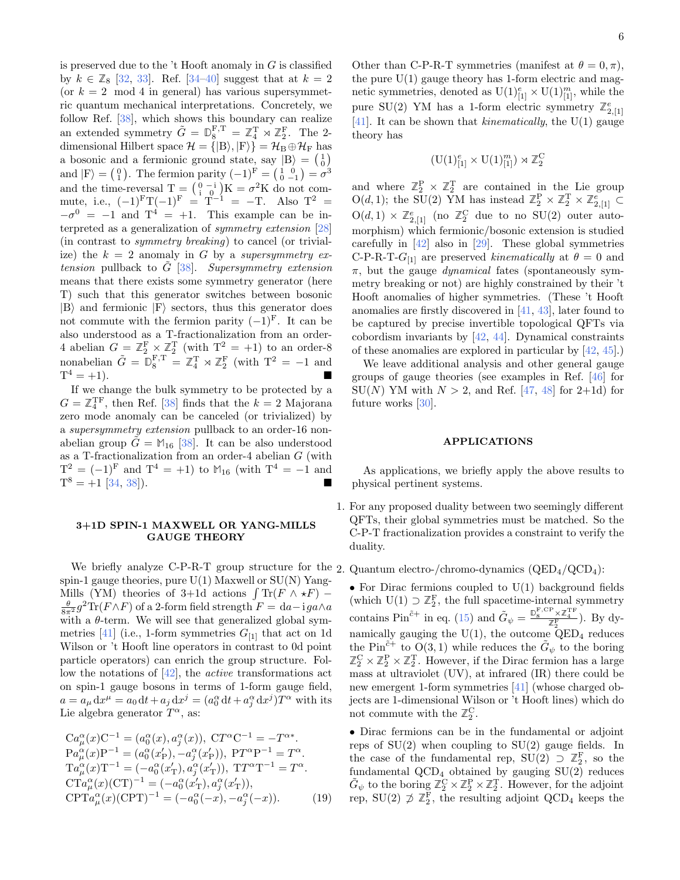is preserved due to the 't Hooft anomaly in $G$ is classified by $k \in \mathbb{Z}_8$ [32, 33]. Ref. [34–40] suggest that at $k = 2$ (or $k = 2 \mod 4$ in general) has various supersymmetric quantum mechanical interpretations. Concretely, we follow Ref. [38], which shows this boundary can realize an extended symmetry $\tilde{G} = \mathbb{D}_8^{\mathrm{F},\mathrm{T}} = \mathbb{Z}_4^{\mathrm{T}} \rtimes \mathbb{Z}_2^{\mathrm{F}}$. The 2-dimensional Hilbert space $\mathcal{H} = \{|\mathrm{B}\rangle, |\mathrm{F}\rangle\} = \mathcal{H}_{\mathrm{B}} \oplus \mathcal{H}_{\mathrm{F}}$ has a bosonic and a fermionic ground state, say $|\mathrm{B}\rangle = \begin{pmatrix} 1 \\ 0 \end{pmatrix}$ and $|\mathrm{F}\rangle = \begin{pmatrix} 0 \\ 1 \end{pmatrix}$. The fermion parity $(-1)^{\mathrm{F}} = \begin{pmatrix} 1 & 0 \\ 0 & -1 \end{pmatrix} = \sigma^3$ and the time-reversal $\mathrm{T} = \begin{pmatrix} 0 & -\mathrm{i} \\ \mathrm{i} & 0 \end{pmatrix} \mathrm{K} = \sigma^2 \mathrm{K}$ do not commute, i.e., $(-1)^{\mathrm{F}} \mathrm{T} (-1)^{\mathrm{F}} = \mathrm{T}^{-1} = -\mathrm{T}$. Also $\mathrm{T}^2 = -\sigma^0 = -1$ and $\mathrm{T}^4 = +1$. This example can be interpreted as a generalization of *symmetry extension* [28] (in contrast to *symmetry breaking*) to cancel (or trivialize) the $k = 2$ anomaly in $G$ by a *supersymmetry extension* pullback to $\tilde{G}$ [38]. *Supersymmetry extension* means that there exists some symmetry generator (here T) such that this generator switches between bosonic $|\mathrm{B}\rangle$ and fermionic $|\mathrm{F}\rangle$ sectors, thus this generator does not commute with the fermion parity $(-1)^{\mathrm{F}}$. It can be also understood as a T-fractionalization from an order-4 abelian $G = \mathbb{Z}_2^{\mathrm{F}} \times \mathbb{Z}_2^{\mathrm{T}}$ (with $\mathrm{T}^2 = +1$) to an order-8 nonabelian $\tilde{G} = \mathbb{D}_8^{\mathrm{F},\mathrm{T}} = \mathbb{Z}_4^{\mathrm{T}} \rtimes \mathbb{Z}_2^{\mathrm{F}}$ (with $\mathrm{T}^2 = -1$ and $\mathrm{T}^4 = +1$). ■

If we change the bulk symmetry to be protected by a $G = \mathbb{Z}_4^{\mathrm{TF}}$, then Ref. [38] finds that the $k = 2$ Majorana zero mode anomaly can be canceled (or trivialized) by a *supersymmetry extension* pullback to an order-16 nonabelian group $\tilde{G} = \mathbb{M}_{16}$ [38]. It can be also understood as a T-fractionalization from an order-4 abelian $G$ (with $\mathrm{T}^2 = (-1)^{\mathrm{F}}$ and $\mathrm{T}^4 = +1$) to $\mathbb{M}_{16}$ (with $\mathrm{T}^4 = -1$ and $\mathrm{T}^8 = +1$ [34, 38]). ■

## 3+1D SPIN-1 MAXWELL OR YANG-MILLS GAUGE THEORY

We briefly analyze C-P-R-T group structure for the spin-1 gauge theories, pure U(1) Maxwell or SU(N) Yang-Mills (YM) theories of 3+1d actions $\int \mathrm{Tr}(F \wedge \star F) - \frac{\theta}{8\pi^2} g^2 \mathrm{Tr}(F \wedge F)$ of a 2-form field strength $F = \mathrm{d}a - \mathrm{i} g a \wedge a$ with a $\theta$-term. We will see that generalized global symmetries [41] (i.e., 1-form symmetries $G_{[1]}$ that act on 1d Wilson or 't Hooft line operators in contrast to 0d point particle operators) can enrich the group structure. Follow the notations of [42], the *active* transformations act on spin-1 gauge bosons in terms of 1-form gauge field, $a = a_\mu \mathrm{d}x^\mu = a_0 \mathrm{d}t + a_j \mathrm{d}x^j = (a_0^\alpha \mathrm{d}t + a_j^\alpha \mathrm{d}x^j) T^\alpha$ with its Lie algebra generator $T^\alpha$, as:

$$
\begin{aligned}
&\mathrm{C} a_\mu^\alpha(x) \mathrm{C}^{-1} = (a_0^\alpha(x), a_j^\alpha(x)),\ \mathrm{C} T^\alpha \mathrm{C}^{-1} = -T^{\alpha *}. \\
&\mathrm{P} a_\mu^\alpha(x) \mathrm{P}^{-1} = (a_0^\alpha(x'_{\mathrm{P}}), -a_j^\alpha(x'_{\mathrm{P}})),\ \mathrm{P} T^\alpha \mathrm{P}^{-1} = T^\alpha. \\
&\mathrm{T} a_\mu^\alpha(x) \mathrm{T}^{-1} = (-a_0^\alpha(x'_{\mathrm{T}}), a_j^\alpha(x'_{\mathrm{T}})),\ \mathrm{T} T^\alpha \mathrm{T}^{-1} = T^\alpha. \\
&\mathrm{CT} a_\mu^\alpha(x) (\mathrm{CT})^{-1} = (-a_0^\alpha(x'_{\mathrm{T}}), a_j^\alpha(x'_{\mathrm{T}})), \\
&\mathrm{CPT} a_\mu^\alpha(x) (\mathrm{CPT})^{-1} = (-a_0^\alpha(-x), -a_j^\alpha(-x)).
\end{aligned} \tag{19}
$$

Other than C-P-R-T symmetries (manifest at $\theta = 0, \pi$), the pure U(1) gauge theory has 1-form electric and magnetic symmetries, denoted as $\mathrm{U}(1)_{[1]}^e \times \mathrm{U}(1)_{[1]}^m$, while the pure SU(2) YM has a 1-form electric symmetry $\mathbb{Z}_{2,[1]}^e$ [41]. It can be shown that *kinematically*, the U(1) gauge theory has

$$
(\mathrm{U}(1)_{[1]}^e \times \mathrm{U}(1)_{[1]}^m) \rtimes \mathbb{Z}_2^{\mathrm{C}}
$$

and where $\mathbb{Z}_2^{\mathrm{P}} \times \mathbb{Z}_2^{\mathrm{T}}$ are contained in the Lie group $\mathrm{O}(d, 1)$; the SU(2) YM has instead $\mathbb{Z}_2^{\mathrm{P}} \times \mathbb{Z}_2^{\mathrm{T}} \times \mathbb{Z}_{2,[1]}^e \subset \mathrm{O}(d, 1) \times \mathbb{Z}_{2,[1]}^e$ (no $\mathbb{Z}_2^{\mathrm{C}}$ due to no SU(2) outer automorphism) which fermionic/bosonic extension is studied carefully in [42] also in [29]. These global symmetries C-P-R-T-$G_{[1]}$ are preserved *kinematically* at $\theta = 0$ and $\pi$, but the gauge *dynamical* fates (spontaneously symmetry breaking or not) are highly constrained by their 't Hooft anomalies of higher symmetries. (These 't Hooft anomalies are firstly discovered in [41, 43], later found to be captured by precise invertible topological QFTs via cobordism invariants by [42, 44]. Dynamical constraints of these anomalies are explored in particular by [42, 45].)

We leave additional analysis and other general gauge groups of gauge theories (see examples in Ref. [46] for SU($N$) YM with $N > 2$, and Ref. [47, 48] for 2+1d) for future works [30].

## APPLICATIONS

As applications, we briefly apply the above results to physical pertinent systems.

1. For any proposed duality between two seemingly different QFTs, their global symmetries must be matched. So the C-P-T fractionalization provides a constraint to verify the duality.

2. Quantum electro-/chromo-dynamics (QED$_4$/QCD$_4$):

   • For Dirac fermions coupled to U(1) background fields (which $\mathrm{U}(1) \supset \mathbb{Z}_2^{\mathrm{F}}$, the full spacetime-internal symmetry contains $\mathrm{Pin}^{\tilde{c}+}$ in eq. (15) and $\tilde{G}_\psi = \frac{\mathbb{D}_8^{\mathrm{F},\mathrm{CP}} \times \mathbb{Z}_4^{\mathrm{TF}}}{\mathbb{Z}_2^{\mathrm{F}}}$). By dynamically gauging the U(1), the outcome QED$_4$ reduces the $\mathrm{Pin}^{\tilde{c}+}$ to $\mathrm{O}(3, 1)$ while reduces the $\tilde{G}_\psi$ to the boring $\mathbb{Z}_2^{\mathrm{C}} \times \mathbb{Z}_2^{\mathrm{P}} \times \mathbb{Z}_2^{\mathrm{T}}$. However, if the Dirac fermion has a large mass at ultraviolet (UV), at infrared (IR) there could be new emergent 1-form symmetries [41] (whose charged objects are 1-dimensional Wilson or 't Hooft lines) which do not commute with the $\mathbb{Z}_2^{\mathrm{C}}$.

   • Dirac fermions can be in the fundamental or adjoint reps of SU(2) when coupling to SU(2) gauge fields. In the case of the fundamental rep, $\mathrm{SU}(2) \supset \mathbb{Z}_2^{\mathrm{F}}$, so the fundamental QCD$_4$ obtained by gauging SU(2) reduces $\tilde{G}_\psi$ to the boring $\mathbb{Z}_2^{\mathrm{C}} \times \mathbb{Z}_2^{\mathrm{P}} \times \mathbb{Z}_2^{\mathrm{T}}$. However, for the adjoint rep, $\mathrm{SU}(2) \not\supset \mathbb{Z}_2^{\mathrm{F}}$, the resulting adjoint QCD$_4$ keeps the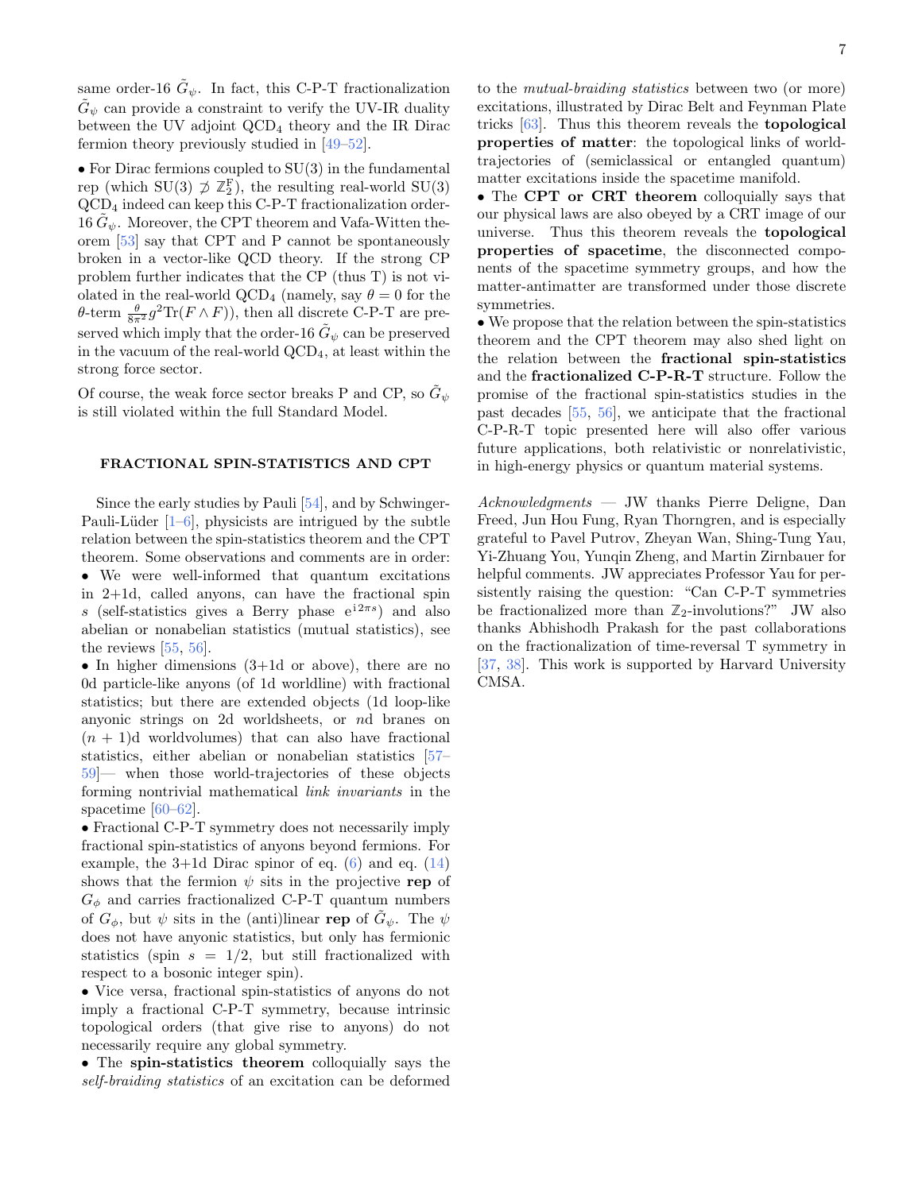same order-16 $\tilde{G}_\psi$. In fact, this C-P-T fractionalization $\tilde{G}_\psi$ can provide a constraint to verify the UV-IR duality between the UV adjoint QCD$_4$ theory and the IR Dirac fermion theory previously studied in [49–52].

• For Dirac fermions coupled to SU(3) in the fundamental rep (which SU(3) $\not\supset \mathbb{Z}_2^{\mathrm{F}}$), the resulting real-world SU(3) QCD$_4$ indeed can keep this C-P-T fractionalization order-16 $\tilde{G}_\psi$. Moreover, the CPT theorem and Vafa-Witten theorem [53] say that CPT and P cannot be spontaneously broken in a vector-like QCD theory. If the strong CP problem further indicates that the CP (thus T) is not violated in the real-world QCD$_4$ (namely, say $\theta = 0$ for the $\theta$-term $\frac{\theta}{8\pi^2} g^2 \mathrm{Tr}(F \wedge F)$), then all discrete C-P-T are preserved which imply that the order-16 $\tilde{G}_\psi$ can be preserved in the vacuum of the real-world QCD$_4$, at least within the strong force sector.

Of course, the weak force sector breaks P and CP, so $\tilde{G}_\psi$ is still violated within the full Standard Model.

## FRACTIONAL SPIN-STATISTICS AND CPT

Since the early studies by Pauli [54], and by Schwinger-Pauli-Lüder [1–6], physicists are intrigued by the subtle relation between the spin-statistics theorem and the CPT theorem. Some observations and comments are in order:

• We were well-informed that quantum excitations in 2+1d, called anyons, can have the fractional spin $s$ (self-statistics gives a Berry phase $\mathrm{e}^{\mathrm{i}2\pi s}$) and also abelian or nonabelian statistics (mutual statistics), see the reviews [55, 56].

• In higher dimensions (3+1d or above), there are no 0d particle-like anyons (of 1d worldline) with fractional statistics; but there are extended objects (1d loop-like anyonic strings on 2d worldsheets, or $n$d branes on $(n+1)$d worldvolumes) that can also have fractional statistics, either abelian or nonabelian statistics [57–59]— when those world-trajectories of these objects forming nontrivial mathematical *link invariants* in the spacetime [60–62].

• Fractional C-P-T symmetry does not necessarily imply fractional spin-statistics of anyons beyond fermions. For example, the 3+1d Dirac spinor of eq. (6) and eq. (14) shows that the fermion $\psi$ sits in the projective **rep** of $G_\phi$ and carries fractionalized C-P-T quantum numbers of $G_\phi$, but $\psi$ sits in the (anti)linear **rep** of $\tilde{G}_\psi$. The $\psi$ does not have anyonic statistics, but only has fermionic statistics (spin $s = 1/2$, but still fractionalized with respect to a bosonic integer spin).

• Vice versa, fractional spin-statistics of anyons do not imply a fractional C-P-T symmetry, because intrinsic topological orders (that give rise to anyons) do not necessarily require any global symmetry.

• The **spin-statistics theorem** colloquially says the *self-braiding statistics* of an excitation can be deformed to the *mutual-braiding statistics* between two (or more) excitations, illustrated by Dirac Belt and Feynman Plate tricks [63]. Thus this theorem reveals the **topological properties of matter**: the topological links of world-trajectories of (semiclassical or entangled quantum) matter excitations inside the spacetime manifold.

• The **CPT or CRT theorem** colloquially says that our physical laws are also obeyed by a CRT image of our universe. Thus this theorem reveals the **topological properties of spacetime**, the disconnected components of the spacetime symmetry groups, and how the matter-antimatter are transformed under those discrete symmetries.

• We propose that the relation between the spin-statistics theorem and the CPT theorem may also shed light on the relation between the **fractional spin-statistics** and the **fractionalized C-P-R-T** structure. Follow the promise of the fractional spin-statistics studies in the past decades [55, 56], we anticipate that the fractional C-P-R-T topic presented here will also offer various future applications, both relativistic or nonrelativistic, in high-energy physics or quantum material systems.

*Acknowledgments* — JW thanks Pierre Deligne, Dan Freed, Jun Hou Fung, Ryan Thorngren, and is especially grateful to Pavel Putrov, Zheyan Wan, Shing-Tung Yau, Yi-Zhuang You, Yunqin Zheng, and Martin Zirnbauer for helpful comments. JW appreciates Professor Yau for persistently raising the question: "Can C-P-T symmetries be fractionalized more than $\mathbb{Z}_2$-involutions?" JW also thanks Abhishodh Prakash for the past collaborations on the fractionalization of time-reversal T symmetry in [37, 38]. This work is supported by Harvard University CMSA.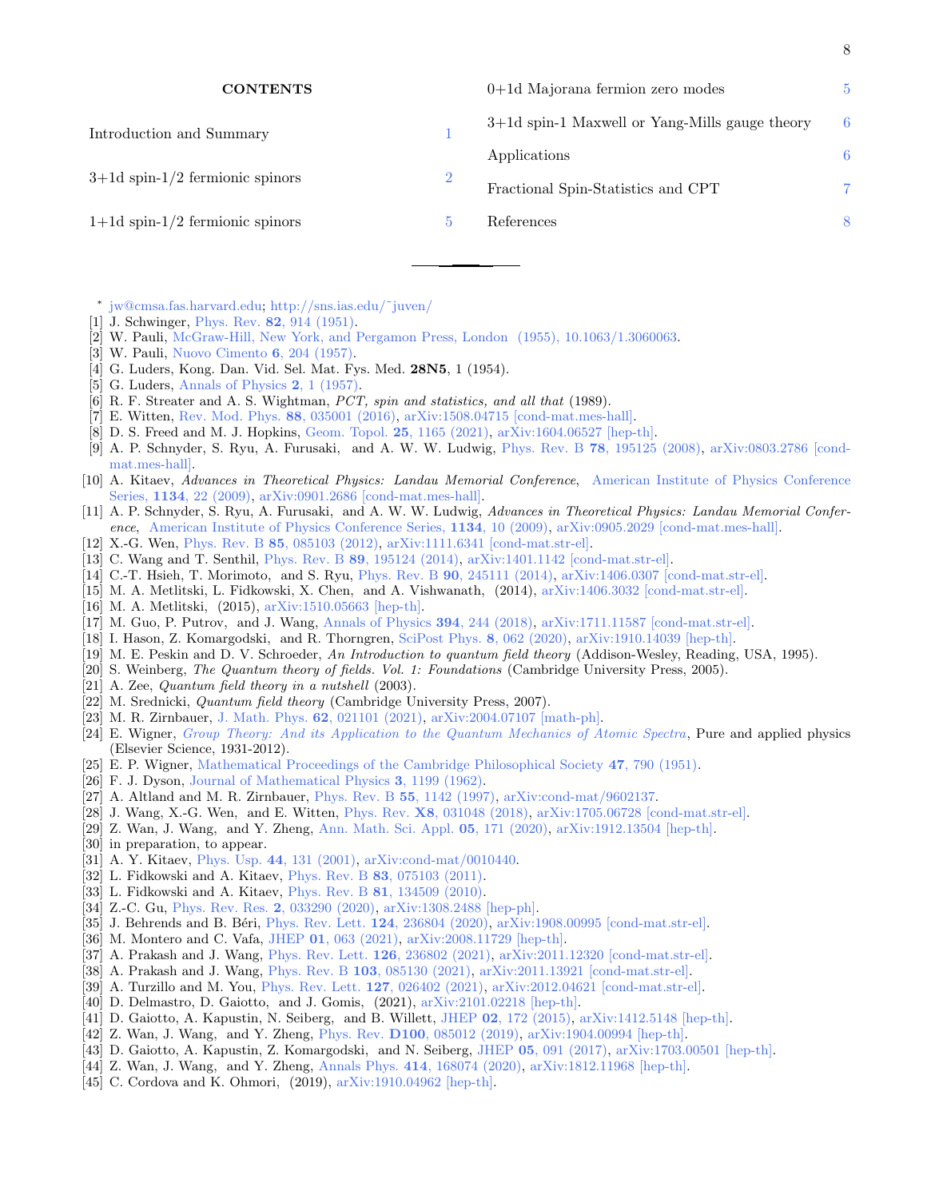## CONTENTS

| | |
|---|---|
| Introduction and Summary | 1 |
| 3+1d spin-1/2 fermionic spinors | 2 |
| 1+1d spin-1/2 fermionic spinors | 5 |
| 0+1d Majorana fermion zero modes | 5 |
| 3+1d spin-1 Maxwell or Yang-Mills gauge theory | 6 |
| Applications | 6 |
| Fractional Spin-Statistics and CPT | 7 |
| References | 8 |

---

\* jw@cmsa.fas.harvard.edu; http://sns.ias.edu/~juven/

[1] J. Schwinger, Phys. Rev. **82**, 914 (1951).
[2] W. Pauli, McGraw-Hill, New York, and Pergamon Press, London (1955), 10.1063/1.3060063.
[3] W. Pauli, Nuovo Cimento **6**, 204 (1957).
[4] G. Luders, Kong. Dan. Vid. Sel. Mat. Fys. Med. **28N5**, 1 (1954).
[5] G. Luders, Annals of Physics **2**, 1 (1957).
[6] R. F. Streater and A. S. Wightman, *PCT, spin and statistics, and all that* (1989).
[7] E. Witten, Rev. Mod. Phys. **88**, 035001 (2016), arXiv:1508.04715 [cond-mat.mes-hall].
[8] D. S. Freed and M. J. Hopkins, Geom. Topol. **25**, 1165 (2021), arXiv:1604.06527 [hep-th].
[9] A. P. Schnyder, S. Ryu, A. Furusaki, and A. W. W. Ludwig, Phys. Rev. B **78**, 195125 (2008), arXiv:0803.2786 [cond-mat.mes-hall].
[10] A. Kitaev, *Advances in Theoretical Physics: Landau Memorial Conference*, American Institute of Physics Conference Series, **1134**, 22 (2009), arXiv:0901.2686 [cond-mat.mes-hall].
[11] A. P. Schnyder, S. Ryu, A. Furusaki, and A. W. W. Ludwig, *Advances in Theoretical Physics: Landau Memorial Conference*, American Institute of Physics Conference Series, **1134**, 10 (2009), arXiv:0905.2029 [cond-mat.mes-hall].
[12] X.-G. Wen, Phys. Rev. B **85**, 085103 (2012), arXiv:1111.6341 [cond-mat.str-el].
[13] C. Wang and T. Senthil, Phys. Rev. B **89**, 195124 (2014), arXiv:1401.1142 [cond-mat.str-el].
[14] C.-T. Hsieh, T. Morimoto, and S. Ryu, Phys. Rev. B **90**, 245111 (2014), arXiv:1406.0307 [cond-mat.str-el].
[15] M. A. Metlitski, L. Fidkowski, X. Chen, and A. Vishwanath, (2014), arXiv:1406.3032 [cond-mat.str-el].
[16] M. A. Metlitski, (2015), arXiv:1510.05663 [hep-th].
[17] M. Guo, P. Putrov, and J. Wang, Annals of Physics **394**, 244 (2018), arXiv:1711.11587 [cond-mat.str-el].
[18] I. Hason, Z. Komargodski, and R. Thorngren, SciPost Phys. **8**, 062 (2020), arXiv:1910.14039 [hep-th].
[19] M. E. Peskin and D. V. Schroeder, *An Introduction to quantum field theory* (Addison-Wesley, Reading, USA, 1995).
[20] S. Weinberg, *The Quantum theory of fields. Vol. 1: Foundations* (Cambridge University Press, 2005).
[21] A. Zee, *Quantum field theory in a nutshell* (2003).
[22] M. Srednicki, *Quantum field theory* (Cambridge University Press, 2007).
[23] M. R. Zirnbauer, J. Math. Phys. **62**, 021101 (2021), arXiv:2004.07107 [math-ph].
[24] E. Wigner, *Group Theory: And its Application to the Quantum Mechanics of Atomic Spectra*, Pure and applied physics (Elsevier Science, 1931-2012).
[25] E. P. Wigner, Mathematical Proceedings of the Cambridge Philosophical Society **47**, 790 (1951).
[26] F. J. Dyson, Journal of Mathematical Physics **3**, 1199 (1962).
[27] A. Altland and M. R. Zirnbauer, Phys. Rev. B **55**, 1142 (1997), arXiv:cond-mat/9602137.
[28] J. Wang, X.-G. Wen, and E. Witten, Phys. Rev. **X8**, 031048 (2018), arXiv:1705.06728 [cond-mat.str-el].
[29] Z. Wan, J. Wang, and Y. Zheng, Ann. Math. Sci. Appl. **05**, 171 (2020), arXiv:1912.13504 [hep-th].
[30] in preparation, to appear.
[31] A. Y. Kitaev, Phys. Usp. **44**, 131 (2001), arXiv:cond-mat/0010440.
[32] L. Fidkowski and A. Kitaev, Phys. Rev. B **83**, 075103 (2011).
[33] L. Fidkowski and A. Kitaev, Phys. Rev. B **81**, 134509 (2010).
[34] Z.-C. Gu, Phys. Rev. Res. **2**, 033290 (2020), arXiv:1308.2488 [hep-ph].
[35] J. Behrends and B. Béri, Phys. Rev. Lett. **124**, 236804 (2020), arXiv:1908.00995 [cond-mat.str-el].
[36] M. Montero and C. Vafa, JHEP **01**, 063 (2021), arXiv:2008.11729 [hep-th].
[37] A. Prakash and J. Wang, Phys. Rev. Lett. **126**, 236802 (2021), arXiv:2011.12320 [cond-mat.str-el].
[38] A. Prakash and J. Wang, Phys. Rev. B **103**, 085130 (2021), arXiv:2011.13921 [cond-mat.str-el].
[39] A. Turzillo and M. You, Phys. Rev. Lett. **127**, 026402 (2021), arXiv:2012.04621 [cond-mat.str-el].
[40] D. Delmastro, D. Gaiotto, and J. Gomis, (2021), arXiv:2101.02218 [hep-th].
[41] D. Gaiotto, A. Kapustin, N. Seiberg, and B. Willett, JHEP **02**, 172 (2015), arXiv:1412.5148 [hep-th].
[42] Z. Wan, J. Wang, and Y. Zheng, Phys. Rev. **D100**, 085012 (2019), arXiv:1904.00994 [hep-th].
[43] D. Gaiotto, A. Kapustin, Z. Komargodski, and N. Seiberg, JHEP **05**, 091 (2017), arXiv:1703.00501 [hep-th].
[44] Z. Wan, J. Wang, and Y. Zheng, Annals Phys. **414**, 168074 (2020), arXiv:1812.11968 [hep-th].
[45] C. Cordova and K. Ohmori, (2019), arXiv:1910.04962 [hep-th].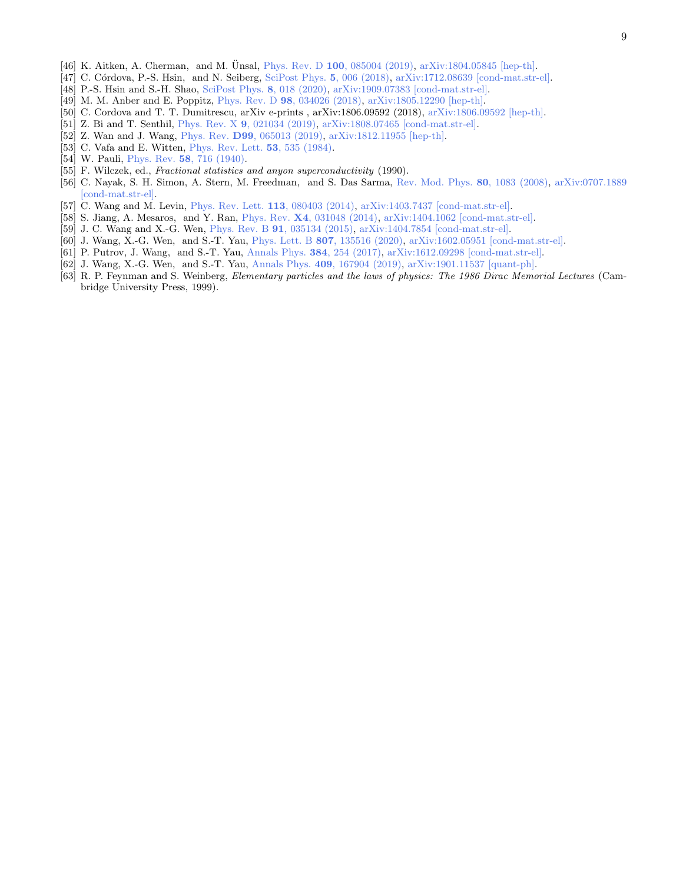[46] K. Aitken, A. Cherman, and M. Ünsal, Phys. Rev. D **100**, 085004 (2019), arXiv:1804.05845 [hep-th].
[47] C. Córdova, P.-S. Hsin, and N. Seiberg, SciPost Phys. **5**, 006 (2018), arXiv:1712.08639 [cond-mat.str-el].
[48] P.-S. Hsin and S.-H. Shao, SciPost Phys. **8**, 018 (2020), arXiv:1909.07383 [cond-mat.str-el].
[49] M. M. Anber and E. Poppitz, Phys. Rev. D **98**, 034026 (2018), arXiv:1805.12290 [hep-th].
[50] C. Cordova and T. T. Dumitrescu, arXiv e-prints , arXiv:1806.09592 (2018), arXiv:1806.09592 [hep-th].
[51] Z. Bi and T. Senthil, Phys. Rev. X **9**, 021034 (2019), arXiv:1808.07465 [cond-mat.str-el].
[52] Z. Wan and J. Wang, Phys. Rev. **D99**, 065013 (2019), arXiv:1812.11955 [hep-th].
[53] C. Vafa and E. Witten, Phys. Rev. Lett. **53**, 535 (1984).
[54] W. Pauli, Phys. Rev. **58**, 716 (1940).
[55] F. Wilczek, ed., *Fractional statistics and anyon superconductivity* (1990).
[56] C. Nayak, S. H. Simon, A. Stern, M. Freedman, and S. Das Sarma, Rev. Mod. Phys. **80**, 1083 (2008), arXiv:0707.1889 [cond-mat.str-el].
[57] C. Wang and M. Levin, Phys. Rev. Lett. **113**, 080403 (2014), arXiv:1403.7437 [cond-mat.str-el].
[58] S. Jiang, A. Mesaros, and Y. Ran, Phys. Rev. **X4**, 031048 (2014), arXiv:1404.1062 [cond-mat.str-el].
[59] J. C. Wang and X.-G. Wen, Phys. Rev. B **91**, 035134 (2015), arXiv:1404.7854 [cond-mat.str-el].
[60] J. Wang, X.-G. Wen, and S.-T. Yau, Phys. Lett. B **807**, 135516 (2020), arXiv:1602.05951 [cond-mat.str-el].
[61] P. Putrov, J. Wang, and S.-T. Yau, Annals Phys. **384**, 254 (2017), arXiv:1612.09298 [cond-mat.str-el].
[62] J. Wang, X.-G. Wen, and S.-T. Yau, Annals Phys. **409**, 167904 (2019), arXiv:1901.11537 [quant-ph].
[63] R. P. Feynman and S. Weinberg, *Elementary particles and the laws of physics: The 1986 Dirac Memorial Lectures* (Cambridge University Press, 1999).